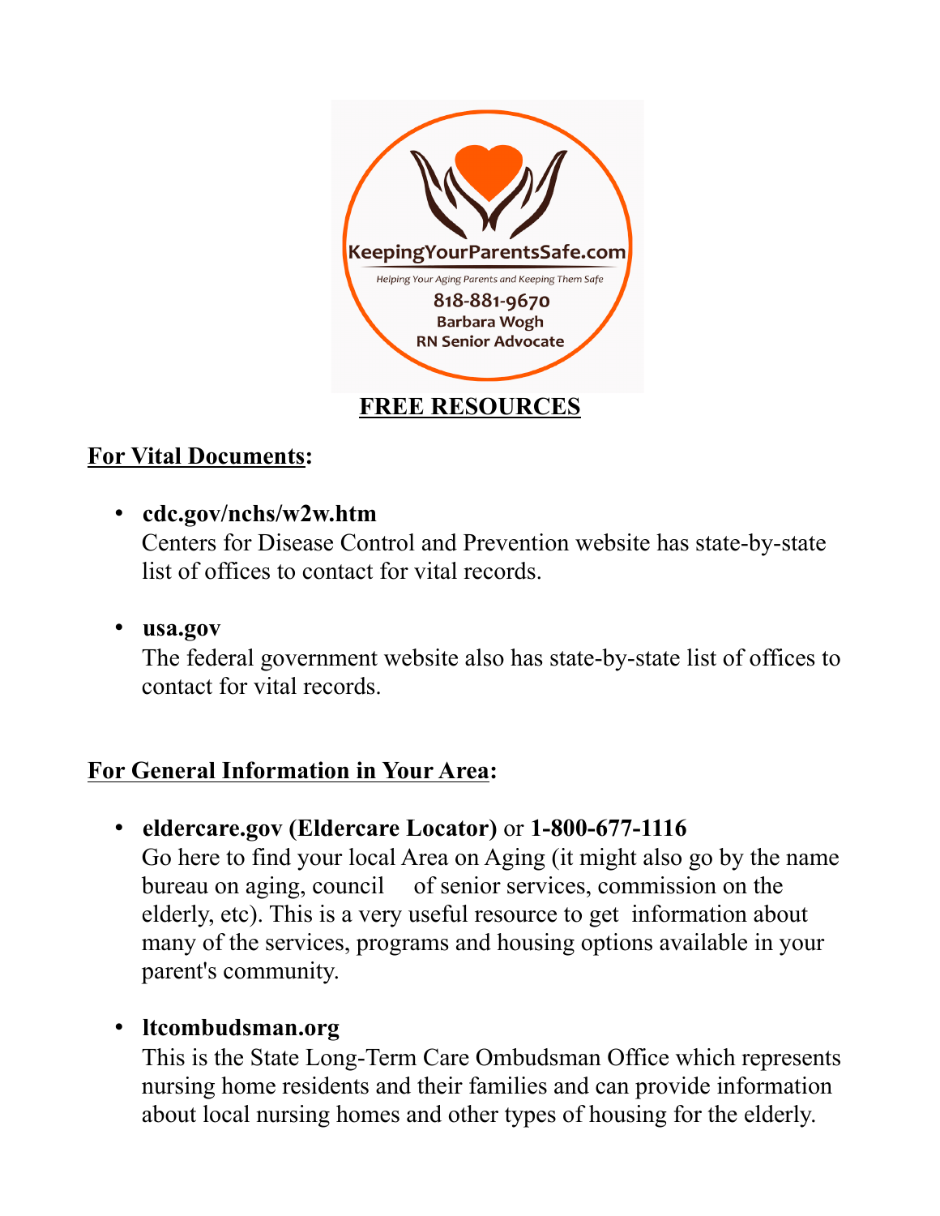KeepingYourParentsSafe.com

*Helping Your Aging Parents and Keeping Them Safe*

818-881-9670

Barbara Wogh

RN Senior Advocate

# FREE RESOURCES

## For Vital Documents:

- **cdc.gov/nchs/w2w.htm**
  Centers for Disease Control and Prevention website has state-by-state list of offices to contact for vital records.

- **usa.gov**
  The federal government website also has state-by-state list of offices to contact for vital records.

## For General Information in Your Area:

- **eldercare.gov (Eldercare Locator)** or **1-800-677-1116**
  Go here to find your local Area on Aging (it might also go by the name bureau on aging, council of senior services, commission on the elderly, etc). This is a very useful resource to get information about many of the services, programs and housing options available in your parent's community.

- **ltcombudsman.org**
  This is the State Long-Term Care Ombudsman Office which represents nursing home residents and their families and can provide information about local nursing homes and other types of housing for the elderly.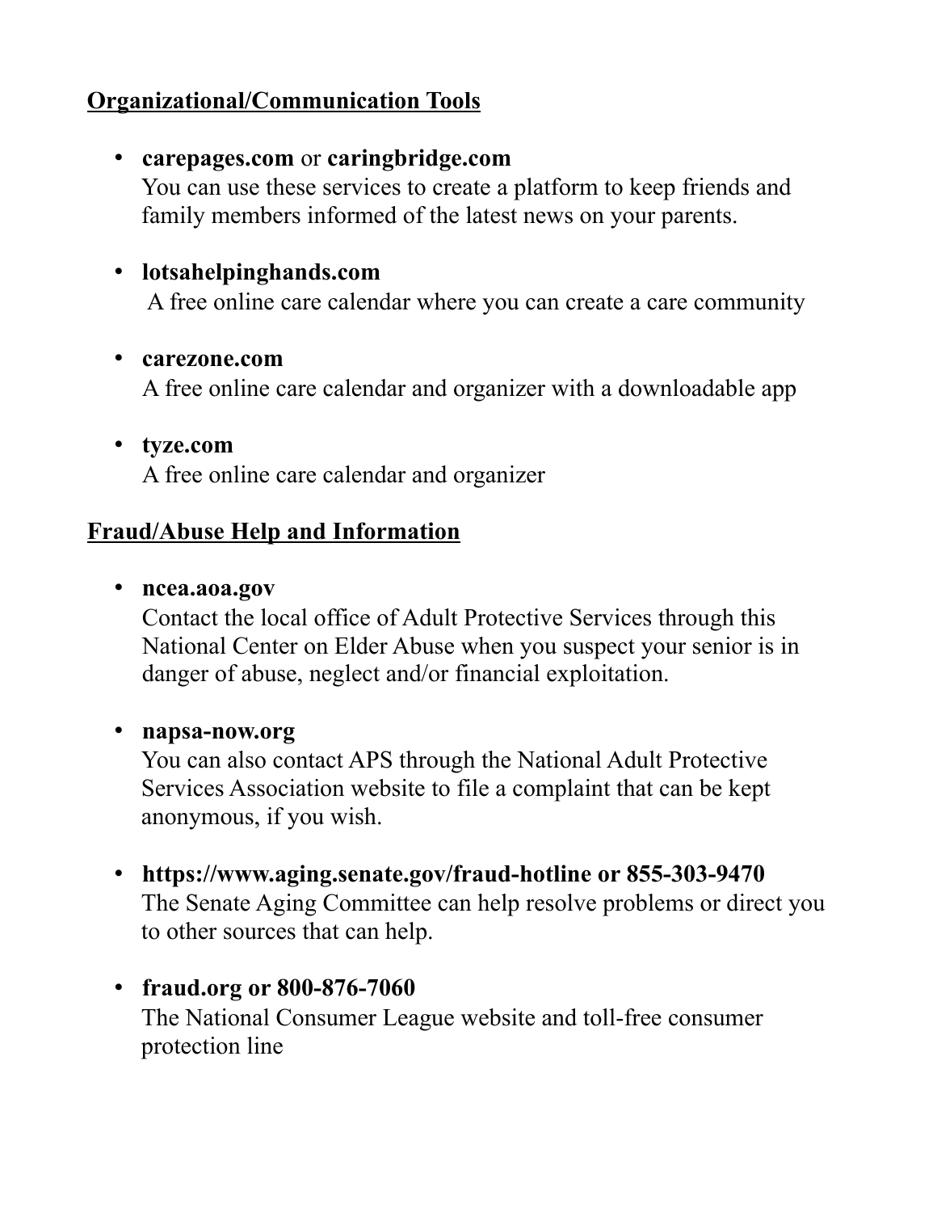## Organizational/Communication Tools

- **carepages.com** or **caringbridge.com**
  You can use these services to create a platform to keep friends and family members informed of the latest news on your parents.

- **lotsahelpinghands.com**
  A free online care calendar where you can create a care community

- **carezone.com**
  A free online care calendar and organizer with a downloadable app

- **tyze.com**
  A free online care calendar and organizer

## Fraud/Abuse Help and Information

- **ncea.aoa.gov**
  Contact the local office of Adult Protective Services through this National Center on Elder Abuse when you suspect your senior is in danger of abuse, neglect and/or financial exploitation.

- **napsa-now.org**
  You can also contact APS through the National Adult Protective Services Association website to file a complaint that can be kept anonymous, if you wish.

- **https://www.aging.senate.gov/fraud-hotline or 855-303-9470**
  The Senate Aging Committee can help resolve problems or direct you to other sources that can help.

- **fraud.org or 800-876-7060**
  The National Consumer League website and toll-free consumer protection line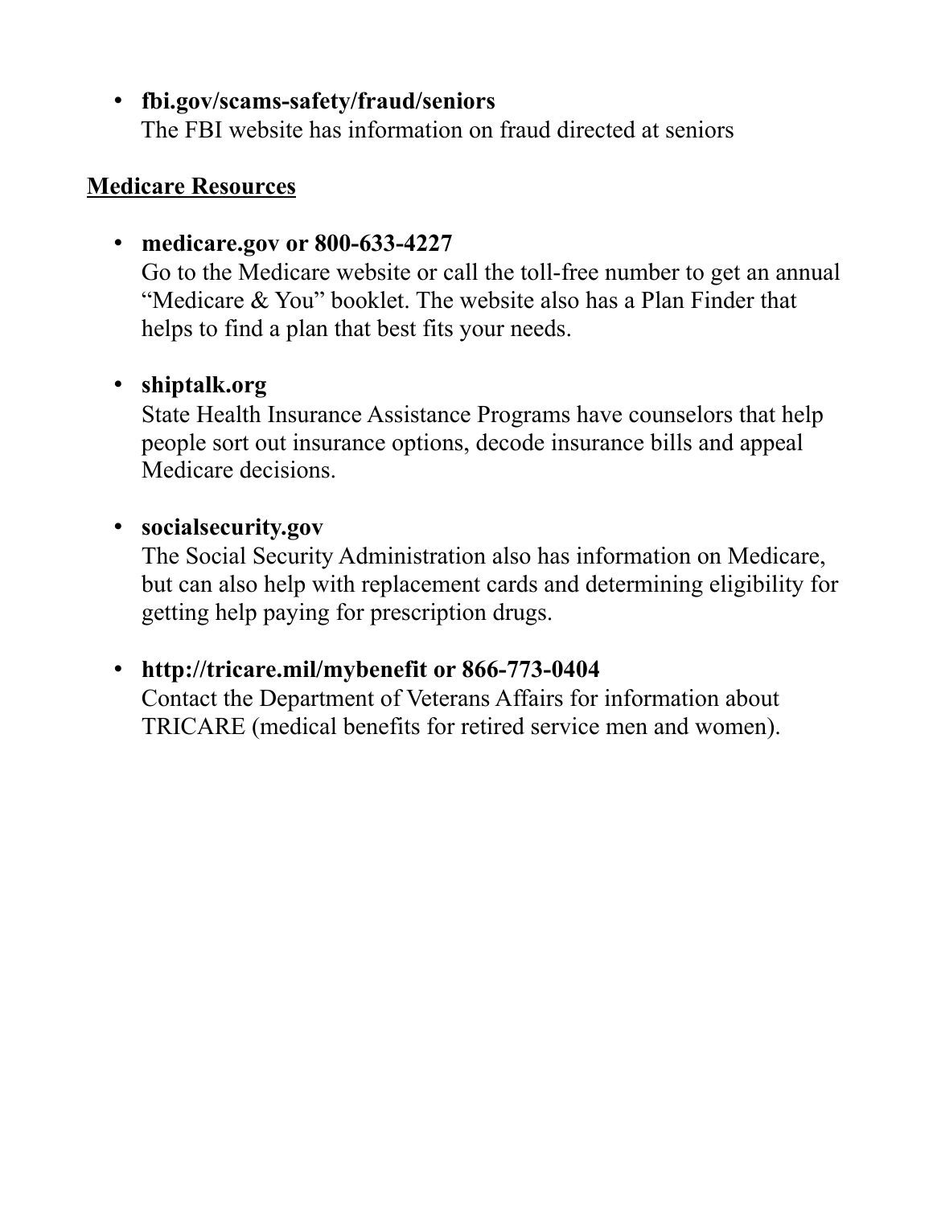- **fbi.gov/scams-safety/fraud/seniors**
  The FBI website has information on fraud directed at seniors

## Medicare Resources

- **medicare.gov or 800-633-4227**
  Go to the Medicare website or call the toll-free number to get an annual "Medicare & You" booklet. The website also has a Plan Finder that helps to find a plan that best fits your needs.

- **shiptalk.org**
  State Health Insurance Assistance Programs have counselors that help people sort out insurance options, decode insurance bills and appeal Medicare decisions.

- **socialsecurity.gov**
  The Social Security Administration also has information on Medicare, but can also help with replacement cards and determining eligibility for getting help paying for prescription drugs.

- **http://tricare.mil/mybenefit or 866-773-0404**
  Contact the Department of Veterans Affairs for information about TRICARE (medical benefits for retired service men and women).